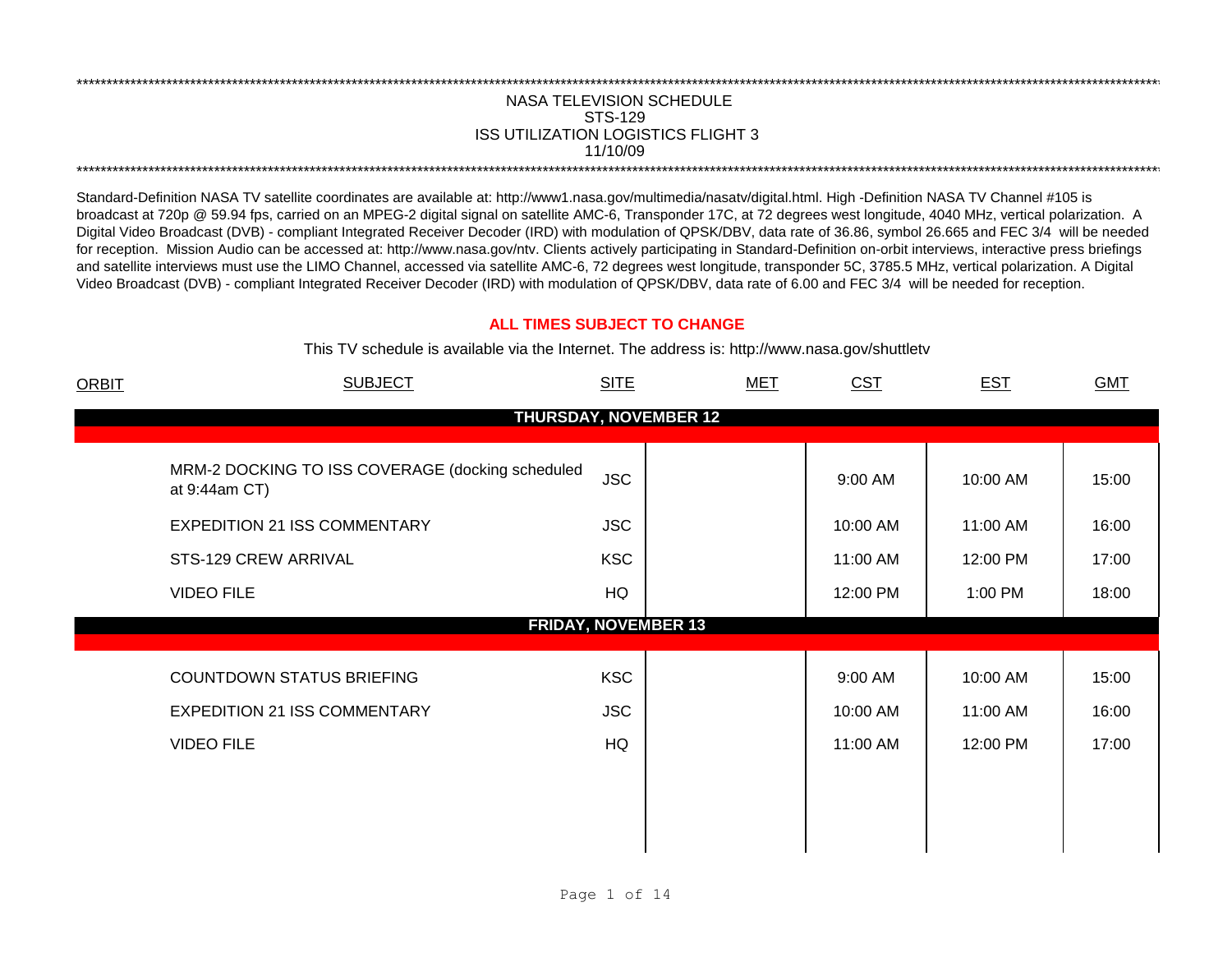# NASA TELEVISION SCHEDULE
## STS-129
## ISS UTILIZATION LOGISTICS FLIGHT 3
## 11/10/09

Standard-Definition NASA TV satellite coordinates are available at: http://www1.nasa.gov/multimedia/nasatv/digital.html. High -Definition NASA TV Channel #105 is broadcast at 720p @ 59.94 fps, carried on an MPEG-2 digital signal on satellite AMC-6, Transponder 17C, at 72 degrees west longitude, 4040 MHz, vertical polarization. A Digital Video Broadcast (DVB) - compliant Integrated Receiver Decoder (IRD) with modulation of QPSK/DBV, data rate of 36.86, symbol 26.665 and FEC 3/4 will be needed for reception. Mission Audio can be accessed at: http://www.nasa.gov/ntv. Clients actively participating in Standard-Definition on-orbit interviews, interactive press briefings and satellite interviews must use the LIMO Channel, accessed via satellite AMC-6, 72 degrees west longitude, transponder 5C, 3785.5 MHz, vertical polarization. A Digital Video Broadcast (DVB) - compliant Integrated Receiver Decoder (IRD) with modulation of QPSK/DBV, data rate of 6.00 and FEC 3/4 will be needed for reception.

**ALL TIMES SUBJECT TO CHANGE**

This TV schedule is available via the Internet. The address is: http://www.nasa.gov/shuttletv

| ORBIT | SUBJECT | SITE | MET | CST | EST | GMT |
|---|---|---|---|---|---|---|
| | **THURSDAY, NOVEMBER 12** | | | | | |
| | MRM-2 DOCKING TO ISS COVERAGE (docking scheduled at 9:44am CT) | JSC | | 9:00 AM | 10:00 AM | 15:00 |
| | EXPEDITION 21 ISS COMMENTARY | JSC | | 10:00 AM | 11:00 AM | 16:00 |
| | STS-129 CREW ARRIVAL | KSC | | 11:00 AM | 12:00 PM | 17:00 |
| | VIDEO FILE | HQ | | 12:00 PM | 1:00 PM | 18:00 |
| | **FRIDAY, NOVEMBER 13** | | | | | |
| | COUNTDOWN STATUS BRIEFING | KSC | | 9:00 AM | 10:00 AM | 15:00 |
| | EXPEDITION 21 ISS COMMENTARY | JSC | | 10:00 AM | 11:00 AM | 16:00 |
| | VIDEO FILE | HQ | | 11:00 AM | 12:00 PM | 17:00 |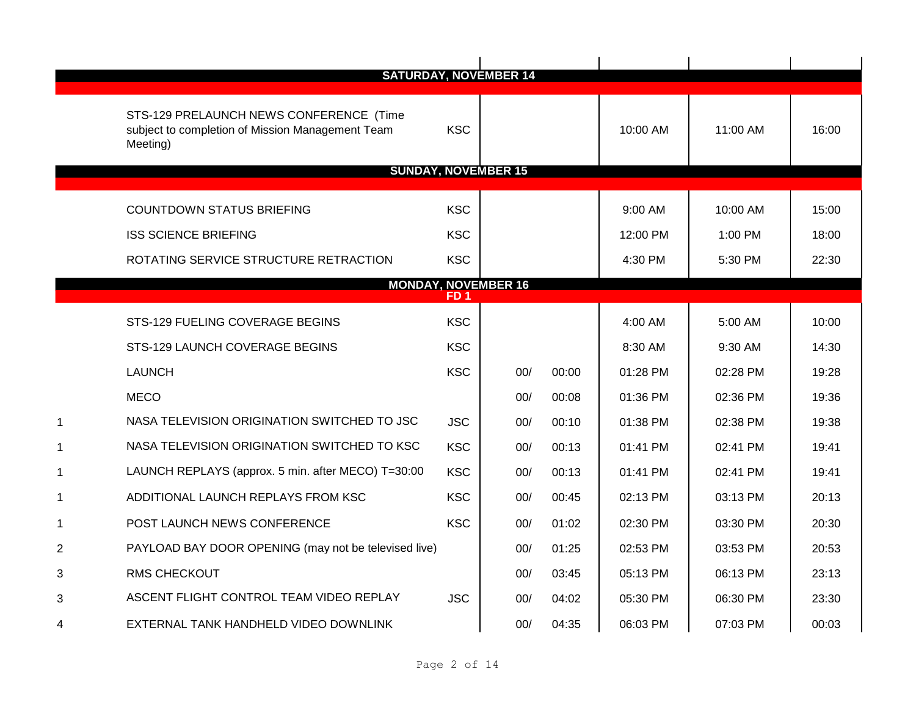| | | | | | | | |
|---|---|---|---|---|---|---|---|
| | **SATURDAY, NOVEMBER 14** | | | | | | |
| | STS-129 PRELAUNCH NEWS CONFERENCE (Time subject to completion of Mission Management Team Meeting) | KSC | | | 10:00 AM | 11:00 AM | 16:00 |
| | **SUNDAY, NOVEMBER 15** | | | | | | |
| | COUNTDOWN STATUS BRIEFING | KSC | | | 9:00 AM | 10:00 AM | 15:00 |
| | ISS SCIENCE BRIEFING | KSC | | | 12:00 PM | 1:00 PM | 18:00 |
| | ROTATING SERVICE STRUCTURE RETRACTION | KSC | | | 4:30 PM | 5:30 PM | 22:30 |
| | **MONDAY, NOVEMBER 16** **FD 1** | | | | | | |
| | STS-129 FUELING COVERAGE BEGINS | KSC | | | 4:00 AM | 5:00 AM | 10:00 |
| | STS-129 LAUNCH COVERAGE BEGINS | KSC | | | 8:30 AM | 9:30 AM | 14:30 |
| | LAUNCH | KSC | 00/ | 00:00 | 01:28 PM | 02:28 PM | 19:28 |
| | MECO | | 00/ | 00:08 | 01:36 PM | 02:36 PM | 19:36 |
| 1 | NASA TELEVISION ORIGINATION SWITCHED TO JSC | JSC | 00/ | 00:10 | 01:38 PM | 02:38 PM | 19:38 |
| 1 | NASA TELEVISION ORIGINATION SWITCHED TO KSC | KSC | 00/ | 00:13 | 01:41 PM | 02:41 PM | 19:41 |
| 1 | LAUNCH REPLAYS (approx. 5 min. after MECO) T=30:00 | KSC | 00/ | 00:13 | 01:41 PM | 02:41 PM | 19:41 |
| 1 | ADDITIONAL LAUNCH REPLAYS FROM KSC | KSC | 00/ | 00:45 | 02:13 PM | 03:13 PM | 20:13 |
| 1 | POST LAUNCH NEWS CONFERENCE | KSC | 00/ | 01:02 | 02:30 PM | 03:30 PM | 20:30 |
| 2 | PAYLOAD BAY DOOR OPENING (may not be televised live) | | 00/ | 01:25 | 02:53 PM | 03:53 PM | 20:53 |
| 3 | RMS CHECKOUT | | 00/ | 03:45 | 05:13 PM | 06:13 PM | 23:13 |
| 3 | ASCENT FLIGHT CONTROL TEAM VIDEO REPLAY | JSC | 00/ | 04:02 | 05:30 PM | 06:30 PM | 23:30 |
| 4 | EXTERNAL TANK HANDHELD VIDEO DOWNLINK | | 00/ | 04:35 | 06:03 PM | 07:03 PM | 00:03 |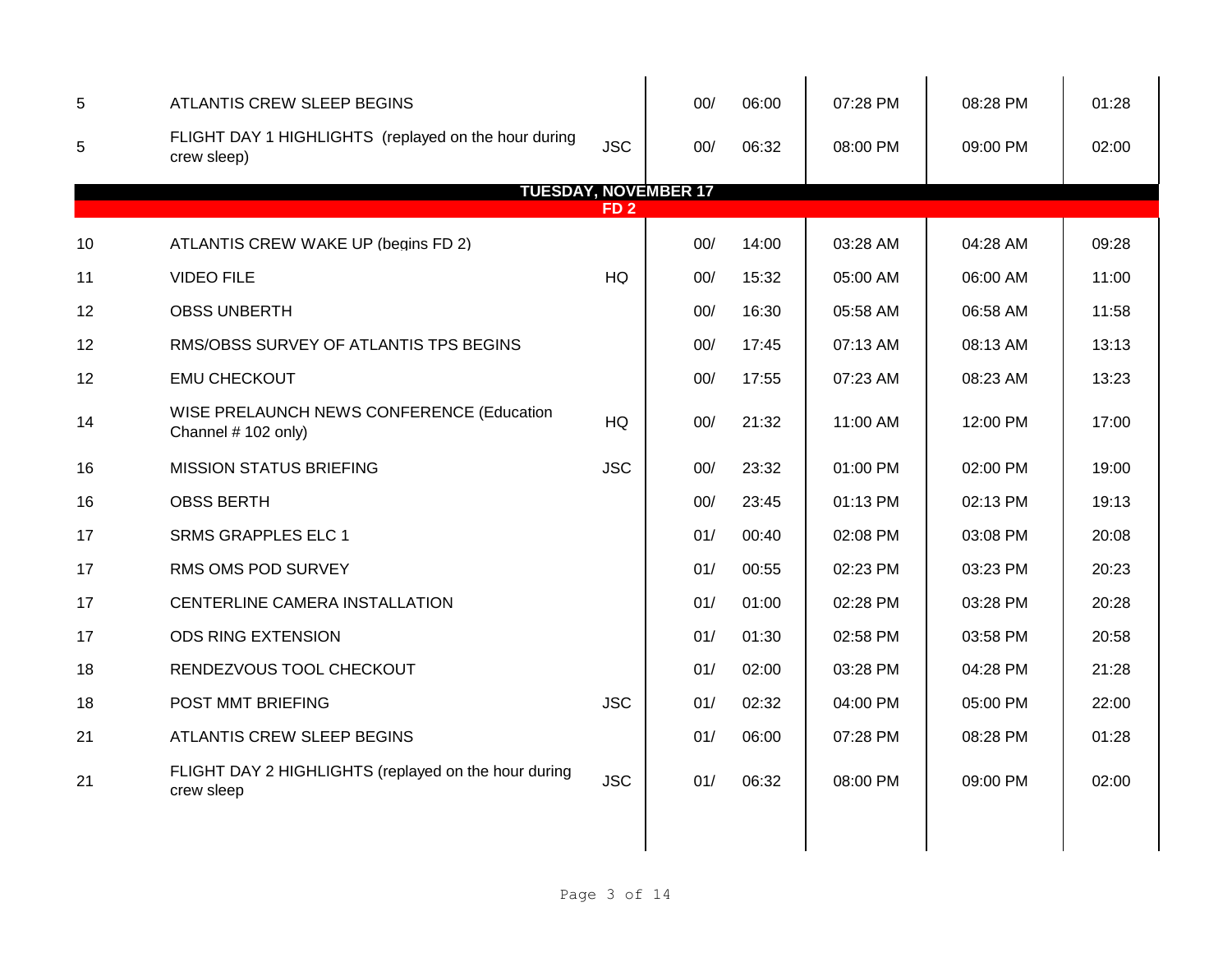| | | | | | | | |
|---|---|---|---|---|---|---|---|
| 5 | ATLANTIS CREW SLEEP BEGINS | | 00/ | 06:00 | 07:28 PM | 08:28 PM | 01:28 |
| 5 | FLIGHT DAY 1 HIGHLIGHTS (replayed on the hour during crew sleep) | JSC | 00/ | 06:32 | 08:00 PM | 09:00 PM | 02:00 |
| **TUESDAY, NOVEMBER 17** | | | | | | | |
| **FD 2** | | | | | | | |
| 10 | ATLANTIS CREW WAKE UP (begins FD 2) | | 00/ | 14:00 | 03:28 AM | 04:28 AM | 09:28 |
| 11 | VIDEO FILE | HQ | 00/ | 15:32 | 05:00 AM | 06:00 AM | 11:00 |
| 12 | OBSS UNBERTH | | 00/ | 16:30 | 05:58 AM | 06:58 AM | 11:58 |
| 12 | RMS/OBSS SURVEY OF ATLANTIS TPS BEGINS | | 00/ | 17:45 | 07:13 AM | 08:13 AM | 13:13 |
| 12 | EMU CHECKOUT | | 00/ | 17:55 | 07:23 AM | 08:23 AM | 13:23 |
| 14 | WISE PRELAUNCH NEWS CONFERENCE (Education Channel # 102 only) | HQ | 00/ | 21:32 | 11:00 AM | 12:00 PM | 17:00 |
| 16 | MISSION STATUS BRIEFING | JSC | 00/ | 23:32 | 01:00 PM | 02:00 PM | 19:00 |
| 16 | OBSS BERTH | | 00/ | 23:45 | 01:13 PM | 02:13 PM | 19:13 |
| 17 | SRMS GRAPPLES ELC 1 | | 01/ | 00:40 | 02:08 PM | 03:08 PM | 20:08 |
| 17 | RMS OMS POD SURVEY | | 01/ | 00:55 | 02:23 PM | 03:23 PM | 20:23 |
| 17 | CENTERLINE CAMERA INSTALLATION | | 01/ | 01:00 | 02:28 PM | 03:28 PM | 20:28 |
| 17 | ODS RING EXTENSION | | 01/ | 01:30 | 02:58 PM | 03:58 PM | 20:58 |
| 18 | RENDEZVOUS TOOL CHECKOUT | | 01/ | 02:00 | 03:28 PM | 04:28 PM | 21:28 |
| 18 | POST MMT BRIEFING | JSC | 01/ | 02:32 | 04:00 PM | 05:00 PM | 22:00 |
| 21 | ATLANTIS CREW SLEEP BEGINS | | 01/ | 06:00 | 07:28 PM | 08:28 PM | 01:28 |
| 21 | FLIGHT DAY 2 HIGHLIGHTS (replayed on the hour during crew sleep | JSC | 01/ | 06:32 | 08:00 PM | 09:00 PM | 02:00 |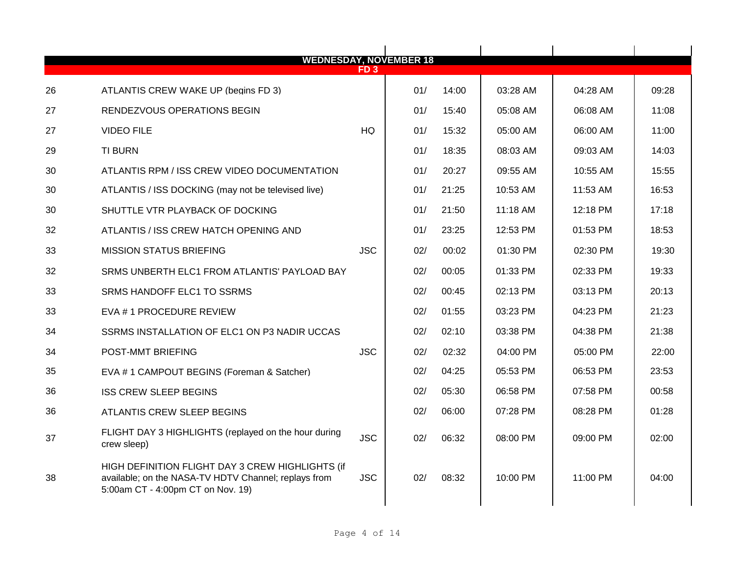## WEDNESDAY, NOVEMBER 18

### FD 3

| | | | | | | | |
|---|---|---|---|---|---|---|---|
| 26 | ATLANTIS CREW WAKE UP (begins FD 3) | | 01/ | 14:00 | 03:28 AM | 04:28 AM | 09:28 |
| 27 | RENDEZVOUS OPERATIONS BEGIN | | 01/ | 15:40 | 05:08 AM | 06:08 AM | 11:08 |
| 27 | VIDEO FILE | HQ | 01/ | 15:32 | 05:00 AM | 06:00 AM | 11:00 |
| 29 | TI BURN | | 01/ | 18:35 | 08:03 AM | 09:03 AM | 14:03 |
| 30 | ATLANTIS RPM / ISS CREW VIDEO DOCUMENTATION | | 01/ | 20:27 | 09:55 AM | 10:55 AM | 15:55 |
| 30 | ATLANTIS / ISS DOCKING (may not be televised live) | | 01/ | 21:25 | 10:53 AM | 11:53 AM | 16:53 |
| 30 | SHUTTLE VTR PLAYBACK OF DOCKING | | 01/ | 21:50 | 11:18 AM | 12:18 PM | 17:18 |
| 32 | ATLANTIS / ISS CREW HATCH OPENING AND | | 01/ | 23:25 | 12:53 PM | 01:53 PM | 18:53 |
| 33 | MISSION STATUS BRIEFING | JSC | 02/ | 00:02 | 01:30 PM | 02:30 PM | 19:30 |
| 32 | SRMS UNBERTH ELC1 FROM ATLANTIS' PAYLOAD BAY | | 02/ | 00:05 | 01:33 PM | 02:33 PM | 19:33 |
| 33 | SRMS HANDOFF ELC1 TO SSRMS | | 02/ | 00:45 | 02:13 PM | 03:13 PM | 20:13 |
| 33 | EVA # 1 PROCEDURE REVIEW | | 02/ | 01:55 | 03:23 PM | 04:23 PM | 21:23 |
| 34 | SSRMS INSTALLATION OF ELC1 ON P3 NADIR UCCAS | | 02/ | 02:10 | 03:38 PM | 04:38 PM | 21:38 |
| 34 | POST-MMT BRIEFING | JSC | 02/ | 02:32 | 04:00 PM | 05:00 PM | 22:00 |
| 35 | EVA # 1 CAMPOUT BEGINS (Foreman & Satcher) | | 02/ | 04:25 | 05:53 PM | 06:53 PM | 23:53 |
| 36 | ISS CREW SLEEP BEGINS | | 02/ | 05:30 | 06:58 PM | 07:58 PM | 00:58 |
| 36 | ATLANTIS CREW SLEEP BEGINS | | 02/ | 06:00 | 07:28 PM | 08:28 PM | 01:28 |
| 37 | FLIGHT DAY 3 HIGHLIGHTS (replayed on the hour during crew sleep) | JSC | 02/ | 06:32 | 08:00 PM | 09:00 PM | 02:00 |
| 38 | HIGH DEFINITION FLIGHT DAY 3 CREW HIGHLIGHTS (if available; on the NASA-TV HDTV Channel; replays from 5:00am CT - 4:00pm CT on Nov. 19) | JSC | 02/ | 08:32 | 10:00 PM | 11:00 PM | 04:00 |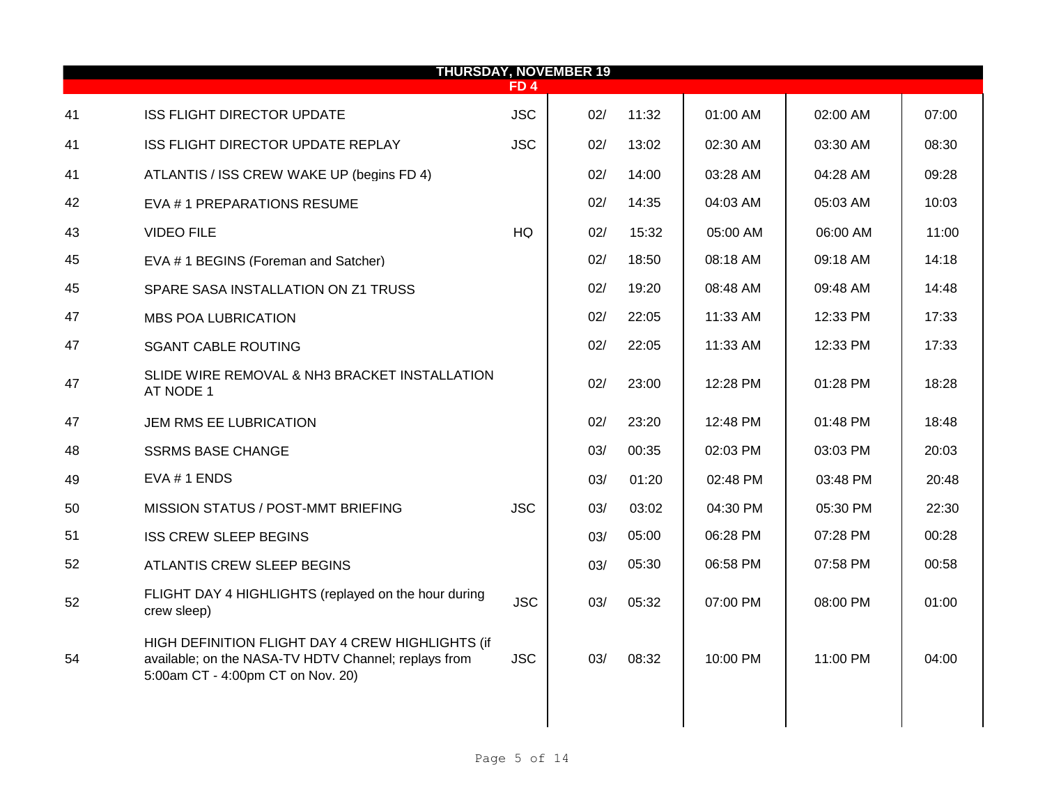## THURSDAY, NOVEMBER 19

### FD 4

| | | | | | | | |
|---|---|---|---|---|---|---|---|
| 41 | ISS FLIGHT DIRECTOR UPDATE | JSC | 02/ | 11:32 | 01:00 AM | 02:00 AM | 07:00 |
| 41 | ISS FLIGHT DIRECTOR UPDATE REPLAY | JSC | 02/ | 13:02 | 02:30 AM | 03:30 AM | 08:30 |
| 41 | ATLANTIS / ISS CREW WAKE UP (begins FD 4) | | 02/ | 14:00 | 03:28 AM | 04:28 AM | 09:28 |
| 42 | EVA # 1 PREPARATIONS RESUME | | 02/ | 14:35 | 04:03 AM | 05:03 AM | 10:03 |
| 43 | VIDEO FILE | HQ | 02/ | 15:32 | 05:00 AM | 06:00 AM | 11:00 |
| 45 | EVA # 1 BEGINS (Foreman and Satcher) | | 02/ | 18:50 | 08:18 AM | 09:18 AM | 14:18 |
| 45 | SPARE SASA INSTALLATION ON Z1 TRUSS | | 02/ | 19:20 | 08:48 AM | 09:48 AM | 14:48 |
| 47 | MBS POA LUBRICATION | | 02/ | 22:05 | 11:33 AM | 12:33 PM | 17:33 |
| 47 | SGANT CABLE ROUTING | | 02/ | 22:05 | 11:33 AM | 12:33 PM | 17:33 |
| 47 | SLIDE WIRE REMOVAL & NH3 BRACKET INSTALLATION AT NODE 1 | | 02/ | 23:00 | 12:28 PM | 01:28 PM | 18:28 |
| 47 | JEM RMS EE LUBRICATION | | 02/ | 23:20 | 12:48 PM | 01:48 PM | 18:48 |
| 48 | SSRMS BASE CHANGE | | 03/ | 00:35 | 02:03 PM | 03:03 PM | 20:03 |
| 49 | EVA # 1 ENDS | | 03/ | 01:20 | 02:48 PM | 03:48 PM | 20:48 |
| 50 | MISSION STATUS / POST-MMT BRIEFING | JSC | 03/ | 03:02 | 04:30 PM | 05:30 PM | 22:30 |
| 51 | ISS CREW SLEEP BEGINS | | 03/ | 05:00 | 06:28 PM | 07:28 PM | 00:28 |
| 52 | ATLANTIS CREW SLEEP BEGINS | | 03/ | 05:30 | 06:58 PM | 07:58 PM | 00:58 |
| 52 | FLIGHT DAY 4 HIGHLIGHTS (replayed on the hour during crew sleep) | JSC | 03/ | 05:32 | 07:00 PM | 08:00 PM | 01:00 |
| 54 | HIGH DEFINITION FLIGHT DAY 4 CREW HIGHLIGHTS (if available; on the NASA-TV HDTV Channel; replays from 5:00am CT - 4:00pm CT on Nov. 20) | JSC | 03/ | 08:32 | 10:00 PM | 11:00 PM | 04:00 |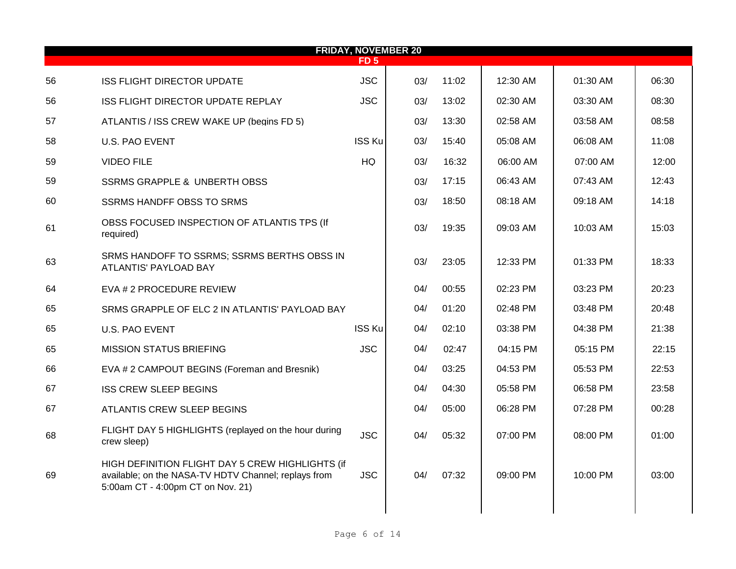| FRIDAY, NOVEMBER 20 | | | | | | | |
|---|---|---|---|---|---|---|---|
| FD 5 | | | | | | | |
| 56 | ISS FLIGHT DIRECTOR UPDATE | JSC | 03/ | 11:02 | 12:30 AM | 01:30 AM | 06:30 |
| 56 | ISS FLIGHT DIRECTOR UPDATE REPLAY | JSC | 03/ | 13:02 | 02:30 AM | 03:30 AM | 08:30 |
| 57 | ATLANTIS / ISS CREW WAKE UP (begins FD 5) | | 03/ | 13:30 | 02:58 AM | 03:58 AM | 08:58 |
| 58 | U.S. PAO EVENT | ISS Ku | 03/ | 15:40 | 05:08 AM | 06:08 AM | 11:08 |
| 59 | VIDEO FILE | HQ | 03/ | 16:32 | 06:00 AM | 07:00 AM | 12:00 |
| 59 | SSRMS GRAPPLE & UNBERTH OBSS | | 03/ | 17:15 | 06:43 AM | 07:43 AM | 12:43 |
| 60 | SSRMS HANDFF OBSS TO SRMS | | 03/ | 18:50 | 08:18 AM | 09:18 AM | 14:18 |
| 61 | OBSS FOCUSED INSPECTION OF ATLANTIS TPS (If required) | | 03/ | 19:35 | 09:03 AM | 10:03 AM | 15:03 |
| 63 | SRMS HANDOFF TO SSRMS; SSRMS BERTHS OBSS IN ATLANTIS' PAYLOAD BAY | | 03/ | 23:05 | 12:33 PM | 01:33 PM | 18:33 |
| 64 | EVA # 2 PROCEDURE REVIEW | | 04/ | 00:55 | 02:23 PM | 03:23 PM | 20:23 |
| 65 | SRMS GRAPPLE OF ELC 2 IN ATLANTIS' PAYLOAD BAY | | 04/ | 01:20 | 02:48 PM | 03:48 PM | 20:48 |
| 65 | U.S. PAO EVENT | ISS Ku | 04/ | 02:10 | 03:38 PM | 04:38 PM | 21:38 |
| 65 | MISSION STATUS BRIEFING | JSC | 04/ | 02:47 | 04:15 PM | 05:15 PM | 22:15 |
| 66 | EVA # 2 CAMPOUT BEGINS (Foreman and Bresnik) | | 04/ | 03:25 | 04:53 PM | 05:53 PM | 22:53 |
| 67 | ISS CREW SLEEP BEGINS | | 04/ | 04:30 | 05:58 PM | 06:58 PM | 23:58 |
| 67 | ATLANTIS CREW SLEEP BEGINS | | 04/ | 05:00 | 06:28 PM | 07:28 PM | 00:28 |
| 68 | FLIGHT DAY 5 HIGHLIGHTS (replayed on the hour during crew sleep) | JSC | 04/ | 05:32 | 07:00 PM | 08:00 PM | 01:00 |
| 69 | HIGH DEFINITION FLIGHT DAY 5 CREW HIGHLIGHTS (if available; on the NASA-TV HDTV Channel; replays from 5:00am CT - 4:00pm CT on Nov. 21) | JSC | 04/ | 07:32 | 09:00 PM | 10:00 PM | 03:00 |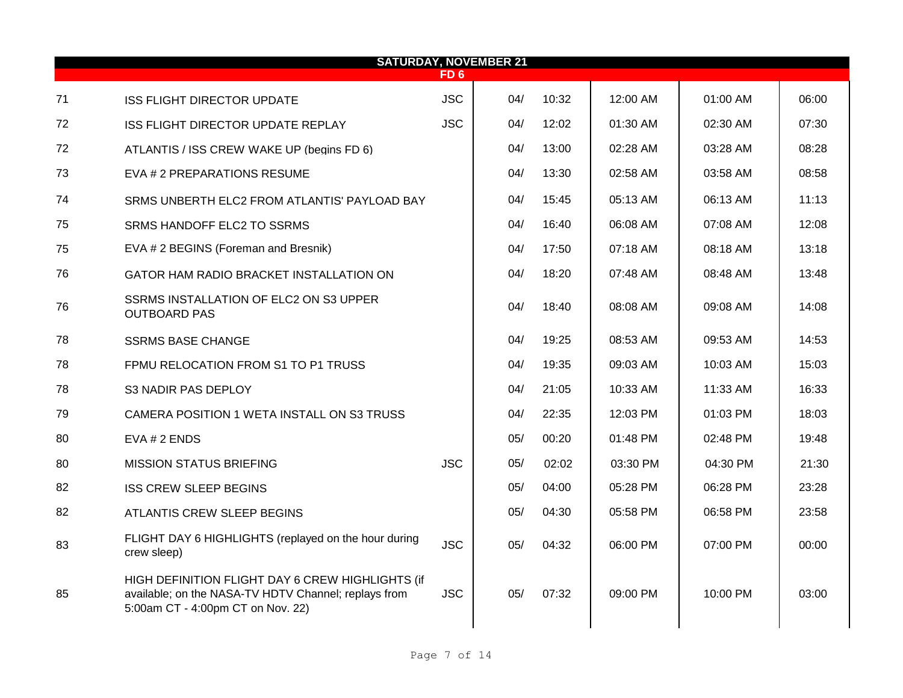## SATURDAY, NOVEMBER 21

### FD 6

| | | | | | | | |
|---|---|---|---|---|---|---|---|
| 71 | ISS FLIGHT DIRECTOR UPDATE | JSC | 04/ | 10:32 | 12:00 AM | 01:00 AM | 06:00 |
| 72 | ISS FLIGHT DIRECTOR UPDATE REPLAY | JSC | 04/ | 12:02 | 01:30 AM | 02:30 AM | 07:30 |
| 72 | ATLANTIS / ISS CREW WAKE UP (begins FD 6) | | 04/ | 13:00 | 02:28 AM | 03:28 AM | 08:28 |
| 73 | EVA # 2 PREPARATIONS RESUME | | 04/ | 13:30 | 02:58 AM | 03:58 AM | 08:58 |
| 74 | SRMS UNBERTH ELC2 FROM ATLANTIS' PAYLOAD BAY | | 04/ | 15:45 | 05:13 AM | 06:13 AM | 11:13 |
| 75 | SRMS HANDOFF ELC2 TO SSRMS | | 04/ | 16:40 | 06:08 AM | 07:08 AM | 12:08 |
| 75 | EVA # 2 BEGINS (Foreman and Bresnik) | | 04/ | 17:50 | 07:18 AM | 08:18 AM | 13:18 |
| 76 | GATOR HAM RADIO BRACKET INSTALLATION ON | | 04/ | 18:20 | 07:48 AM | 08:48 AM | 13:48 |
| 76 | SSRMS INSTALLATION OF ELC2 ON S3 UPPER OUTBOARD PAS | | 04/ | 18:40 | 08:08 AM | 09:08 AM | 14:08 |
| 78 | SSRMS BASE CHANGE | | 04/ | 19:25 | 08:53 AM | 09:53 AM | 14:53 |
| 78 | FPMU RELOCATION FROM S1 TO P1 TRUSS | | 04/ | 19:35 | 09:03 AM | 10:03 AM | 15:03 |
| 78 | S3 NADIR PAS DEPLOY | | 04/ | 21:05 | 10:33 AM | 11:33 AM | 16:33 |
| 79 | CAMERA POSITION 1 WETA INSTALL ON S3 TRUSS | | 04/ | 22:35 | 12:03 PM | 01:03 PM | 18:03 |
| 80 | EVA # 2 ENDS | | 05/ | 00:20 | 01:48 PM | 02:48 PM | 19:48 |
| 80 | MISSION STATUS BRIEFING | JSC | 05/ | 02:02 | 03:30 PM | 04:30 PM | 21:30 |
| 82 | ISS CREW SLEEP BEGINS | | 05/ | 04:00 | 05:28 PM | 06:28 PM | 23:28 |
| 82 | ATLANTIS CREW SLEEP BEGINS | | 05/ | 04:30 | 05:58 PM | 06:58 PM | 23:58 |
| 83 | FLIGHT DAY 6 HIGHLIGHTS (replayed on the hour during crew sleep) | JSC | 05/ | 04:32 | 06:00 PM | 07:00 PM | 00:00 |
| 85 | HIGH DEFINITION FLIGHT DAY 6 CREW HIGHLIGHTS (if available; on the NASA-TV HDTV Channel; replays from 5:00am CT - 4:00pm CT on Nov. 22) | JSC | 05/ | 07:32 | 09:00 PM | 10:00 PM | 03:00 |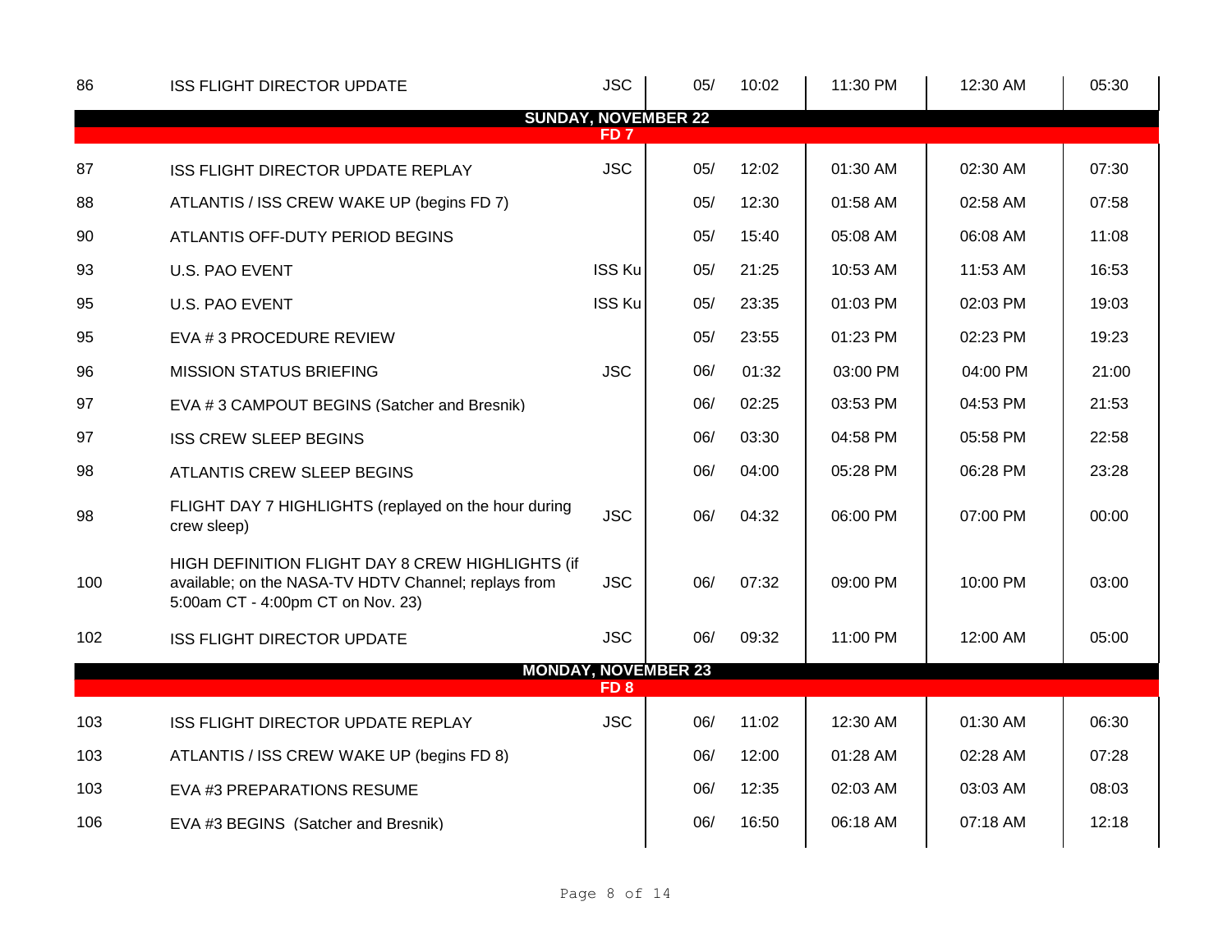| | | | | | | | |
|---|---|---|---|---|---|---|---|
| 86 | ISS FLIGHT DIRECTOR UPDATE | JSC | 05/ | 10:02 | 11:30 PM | 12:30 AM | 05:30 |
| | **SUNDAY, NOVEMBER 22** | | | | | | |
| | **FD 7** | | | | | | |
| 87 | ISS FLIGHT DIRECTOR UPDATE REPLAY | JSC | 05/ | 12:02 | 01:30 AM | 02:30 AM | 07:30 |
| 88 | ATLANTIS / ISS CREW WAKE UP (begins FD 7) | | 05/ | 12:30 | 01:58 AM | 02:58 AM | 07:58 |
| 90 | ATLANTIS OFF-DUTY PERIOD BEGINS | | 05/ | 15:40 | 05:08 AM | 06:08 AM | 11:08 |
| 93 | U.S. PAO EVENT | ISS Ku | 05/ | 21:25 | 10:53 AM | 11:53 AM | 16:53 |
| 95 | U.S. PAO EVENT | ISS Ku | 05/ | 23:35 | 01:03 PM | 02:03 PM | 19:03 |
| 95 | EVA # 3 PROCEDURE REVIEW | | 05/ | 23:55 | 01:23 PM | 02:23 PM | 19:23 |
| 96 | MISSION STATUS BRIEFING | JSC | 06/ | 01:32 | 03:00 PM | 04:00 PM | 21:00 |
| 97 | EVA # 3 CAMPOUT BEGINS (Satcher and Bresnik) | | 06/ | 02:25 | 03:53 PM | 04:53 PM | 21:53 |
| 97 | ISS CREW SLEEP BEGINS | | 06/ | 03:30 | 04:58 PM | 05:58 PM | 22:58 |
| 98 | ATLANTIS CREW SLEEP BEGINS | | 06/ | 04:00 | 05:28 PM | 06:28 PM | 23:28 |
| 98 | FLIGHT DAY 7 HIGHLIGHTS (replayed on the hour during crew sleep) | JSC | 06/ | 04:32 | 06:00 PM | 07:00 PM | 00:00 |
| 100 | HIGH DEFINITION FLIGHT DAY 8 CREW HIGHLIGHTS (if available; on the NASA-TV HDTV Channel; replays from 5:00am CT - 4:00pm CT on Nov. 23) | JSC | 06/ | 07:32 | 09:00 PM | 10:00 PM | 03:00 |
| 102 | ISS FLIGHT DIRECTOR UPDATE | JSC | 06/ | 09:32 | 11:00 PM | 12:00 AM | 05:00 |
| | **MONDAY, NOVEMBER 23** | | | | | | |
| | **FD 8** | | | | | | |
| 103 | ISS FLIGHT DIRECTOR UPDATE REPLAY | JSC | 06/ | 11:02 | 12:30 AM | 01:30 AM | 06:30 |
| 103 | ATLANTIS / ISS CREW WAKE UP (begins FD 8) | | 06/ | 12:00 | 01:28 AM | 02:28 AM | 07:28 |
| 103 | EVA #3 PREPARATIONS RESUME | | 06/ | 12:35 | 02:03 AM | 03:03 AM | 08:03 |
| 106 | EVA #3 BEGINS (Satcher and Bresnik) | | 06/ | 16:50 | 06:18 AM | 07:18 AM | 12:18 |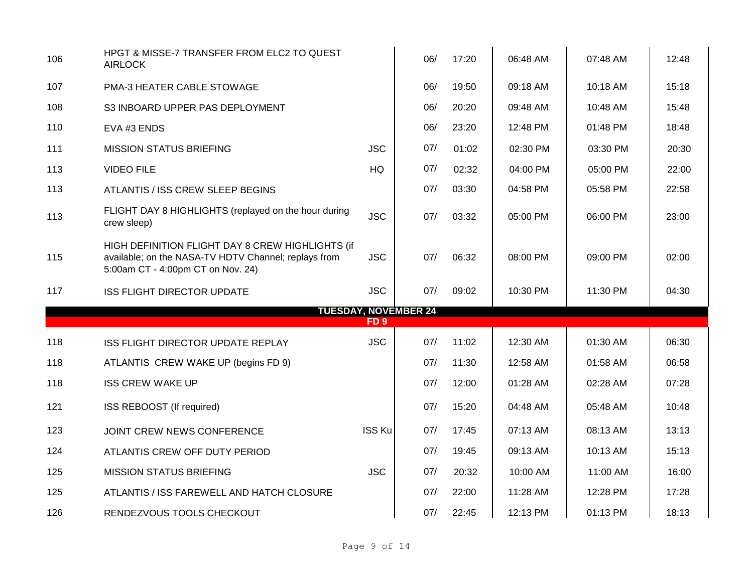| | | | | | | | |
|---|---|---|---|---|---|---|---|
| 106 | HPGT & MISSE-7 TRANSFER FROM ELC2 TO QUEST AIRLOCK | | 06/ | 17:20 | 06:48 AM | 07:48 AM | 12:48 |
| 107 | PMA-3 HEATER CABLE STOWAGE | | 06/ | 19:50 | 09:18 AM | 10:18 AM | 15:18 |
| 108 | S3 INBOARD UPPER PAS DEPLOYMENT | | 06/ | 20:20 | 09:48 AM | 10:48 AM | 15:48 |
| 110 | EVA #3 ENDS | | 06/ | 23:20 | 12:48 PM | 01:48 PM | 18:48 |
| 111 | MISSION STATUS BRIEFING | JSC | 07/ | 01:02 | 02:30 PM | 03:30 PM | 20:30 |
| 113 | VIDEO FILE | HQ | 07/ | 02:32 | 04:00 PM | 05:00 PM | 22:00 |
| 113 | ATLANTIS / ISS CREW SLEEP BEGINS | | 07/ | 03:30 | 04:58 PM | 05:58 PM | 22:58 |
| 113 | FLIGHT DAY 8 HIGHLIGHTS (replayed on the hour during crew sleep) | JSC | 07/ | 03:32 | 05:00 PM | 06:00 PM | 23:00 |
| 115 | HIGH DEFINITION FLIGHT DAY 8 CREW HIGHLIGHTS (if available; on the NASA-TV HDTV Channel; replays from 5:00am CT - 4:00pm CT on Nov. 24) | JSC | 07/ | 06:32 | 08:00 PM | 09:00 PM | 02:00 |
| 117 | ISS FLIGHT DIRECTOR UPDATE | JSC | 07/ | 09:02 | 10:30 PM | 11:30 PM | 04:30 |
| | **TUESDAY, NOVEMBER 24** | | | | | | |
| | **FD 9** | | | | | | |
| 118 | ISS FLIGHT DIRECTOR UPDATE REPLAY | JSC | 07/ | 11:02 | 12:30 AM | 01:30 AM | 06:30 |
| 118 | ATLANTIS CREW WAKE UP (begins FD 9) | | 07/ | 11:30 | 12:58 AM | 01:58 AM | 06:58 |
| 118 | ISS CREW WAKE UP | | 07/ | 12:00 | 01:28 AM | 02:28 AM | 07:28 |
| 121 | ISS REBOOST (If required) | | 07/ | 15:20 | 04:48 AM | 05:48 AM | 10:48 |
| 123 | JOINT CREW NEWS CONFERENCE | ISS Ku | 07/ | 17:45 | 07:13 AM | 08:13 AM | 13:13 |
| 124 | ATLANTIS CREW OFF DUTY PERIOD | | 07/ | 19:45 | 09:13 AM | 10:13 AM | 15:13 |
| 125 | MISSION STATUS BRIEFING | JSC | 07/ | 20:32 | 10:00 AM | 11:00 AM | 16:00 |
| 125 | ATLANTIS / ISS FAREWELL AND HATCH CLOSURE | | 07/ | 22:00 | 11:28 AM | 12:28 PM | 17:28 |
| 126 | RENDEZVOUS TOOLS CHECKOUT | | 07/ | 22:45 | 12:13 PM | 01:13 PM | 18:13 |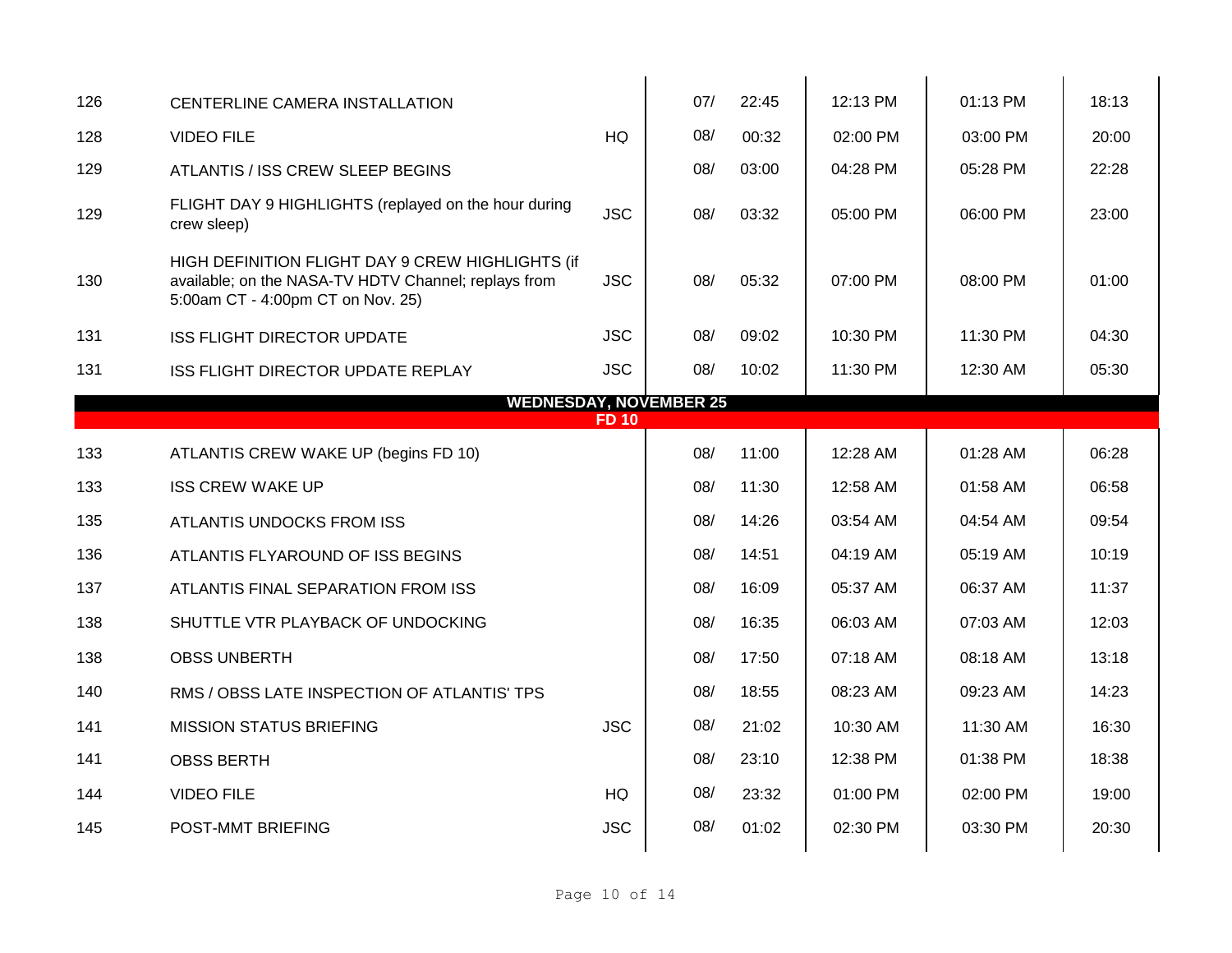| | | | | | | | |
|---|---|---|---|---|---|---|---|
| 126 | CENTERLINE CAMERA INSTALLATION | | 07/ | 22:45 | 12:13 PM | 01:13 PM | 18:13 |
| 128 | VIDEO FILE | HQ | 08/ | 00:32 | 02:00 PM | 03:00 PM | 20:00 |
| 129 | ATLANTIS / ISS CREW SLEEP BEGINS | | 08/ | 03:00 | 04:28 PM | 05:28 PM | 22:28 |
| 129 | FLIGHT DAY 9 HIGHLIGHTS (replayed on the hour during crew sleep) | JSC | 08/ | 03:32 | 05:00 PM | 06:00 PM | 23:00 |
| 130 | HIGH DEFINITION FLIGHT DAY 9 CREW HIGHLIGHTS (if available; on the NASA-TV HDTV Channel; replays from 5:00am CT - 4:00pm CT on Nov. 25) | JSC | 08/ | 05:32 | 07:00 PM | 08:00 PM | 01:00 |
| 131 | ISS FLIGHT DIRECTOR UPDATE | JSC | 08/ | 09:02 | 10:30 PM | 11:30 PM | 04:30 |
| 131 | ISS FLIGHT DIRECTOR UPDATE REPLAY | JSC | 08/ | 10:02 | 11:30 PM | 12:30 AM | 05:30 |
| | **WEDNESDAY, NOVEMBER 25** | | | | | | |
| | **FD 10** | | | | | | |
| 133 | ATLANTIS CREW WAKE UP (begins FD 10) | | 08/ | 11:00 | 12:28 AM | 01:28 AM | 06:28 |
| 133 | ISS CREW WAKE UP | | 08/ | 11:30 | 12:58 AM | 01:58 AM | 06:58 |
| 135 | ATLANTIS UNDOCKS FROM ISS | | 08/ | 14:26 | 03:54 AM | 04:54 AM | 09:54 |
| 136 | ATLANTIS FLYAROUND OF ISS BEGINS | | 08/ | 14:51 | 04:19 AM | 05:19 AM | 10:19 |
| 137 | ATLANTIS FINAL SEPARATION FROM ISS | | 08/ | 16:09 | 05:37 AM | 06:37 AM | 11:37 |
| 138 | SHUTTLE VTR PLAYBACK OF UNDOCKING | | 08/ | 16:35 | 06:03 AM | 07:03 AM | 12:03 |
| 138 | OBSS UNBERTH | | 08/ | 17:50 | 07:18 AM | 08:18 AM | 13:18 |
| 140 | RMS / OBSS LATE INSPECTION OF ATLANTIS' TPS | | 08/ | 18:55 | 08:23 AM | 09:23 AM | 14:23 |
| 141 | MISSION STATUS BRIEFING | JSC | 08/ | 21:02 | 10:30 AM | 11:30 AM | 16:30 |
| 141 | OBSS BERTH | | 08/ | 23:10 | 12:38 PM | 01:38 PM | 18:38 |
| 144 | VIDEO FILE | HQ | 08/ | 23:32 | 01:00 PM | 02:00 PM | 19:00 |
| 145 | POST-MMT BRIEFING | JSC | 08/ | 01:02 | 02:30 PM | 03:30 PM | 20:30 |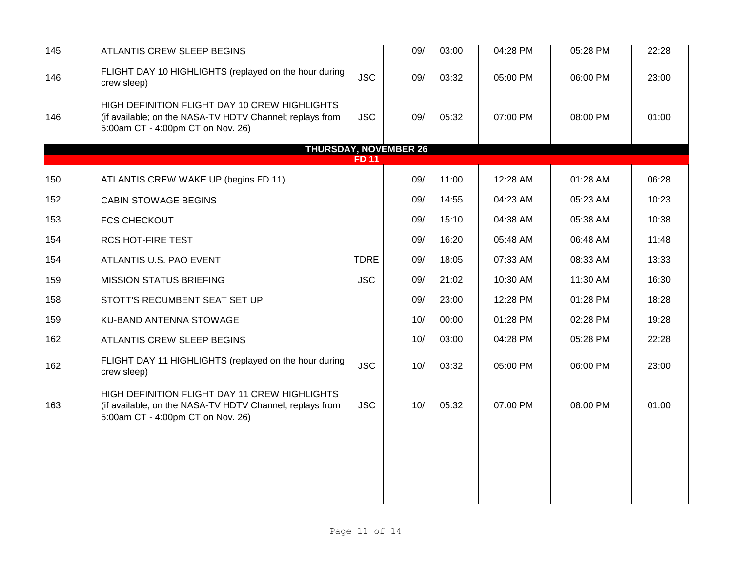| | | | | | | | |
|---|---|---|---|---|---|---|---|
| 145 | ATLANTIS CREW SLEEP BEGINS | | 09/ | 03:00 | 04:28 PM | 05:28 PM | 22:28 |
| 146 | FLIGHT DAY 10 HIGHLIGHTS (replayed on the hour during crew sleep) | JSC | 09/ | 03:32 | 05:00 PM | 06:00 PM | 23:00 |
| 146 | HIGH DEFINITION FLIGHT DAY 10 CREW HIGHLIGHTS (if available; on the NASA-TV HDTV Channel; replays from 5:00am CT - 4:00pm CT on Nov. 26) | JSC | 09/ | 05:32 | 07:00 PM | 08:00 PM | 01:00 |
| | **THURSDAY, NOVEMBER 26** | | | | | | |
| | **FD 11** | | | | | | |
| 150 | ATLANTIS CREW WAKE UP (begins FD 11) | | 09/ | 11:00 | 12:28 AM | 01:28 AM | 06:28 |
| 152 | CABIN STOWAGE BEGINS | | 09/ | 14:55 | 04:23 AM | 05:23 AM | 10:23 |
| 153 | FCS CHECKOUT | | 09/ | 15:10 | 04:38 AM | 05:38 AM | 10:38 |
| 154 | RCS HOT-FIRE TEST | | 09/ | 16:20 | 05:48 AM | 06:48 AM | 11:48 |
| 154 | ATLANTIS U.S. PAO EVENT | TDRE | 09/ | 18:05 | 07:33 AM | 08:33 AM | 13:33 |
| 159 | MISSION STATUS BRIEFING | JSC | 09/ | 21:02 | 10:30 AM | 11:30 AM | 16:30 |
| 158 | STOTT'S RECUMBENT SEAT SET UP | | 09/ | 23:00 | 12:28 PM | 01:28 PM | 18:28 |
| 159 | KU-BAND ANTENNA STOWAGE | | 10/ | 00:00 | 01:28 PM | 02:28 PM | 19:28 |
| 162 | ATLANTIS CREW SLEEP BEGINS | | 10/ | 03:00 | 04:28 PM | 05:28 PM | 22:28 |
| 162 | FLIGHT DAY 11 HIGHLIGHTS (replayed on the hour during crew sleep) | JSC | 10/ | 03:32 | 05:00 PM | 06:00 PM | 23:00 |
| 163 | HIGH DEFINITION FLIGHT DAY 11 CREW HIGHLIGHTS (if available; on the NASA-TV HDTV Channel; replays from 5:00am CT - 4:00pm CT on Nov. 26) | JSC | 10/ | 05:32 | 07:00 PM | 08:00 PM | 01:00 |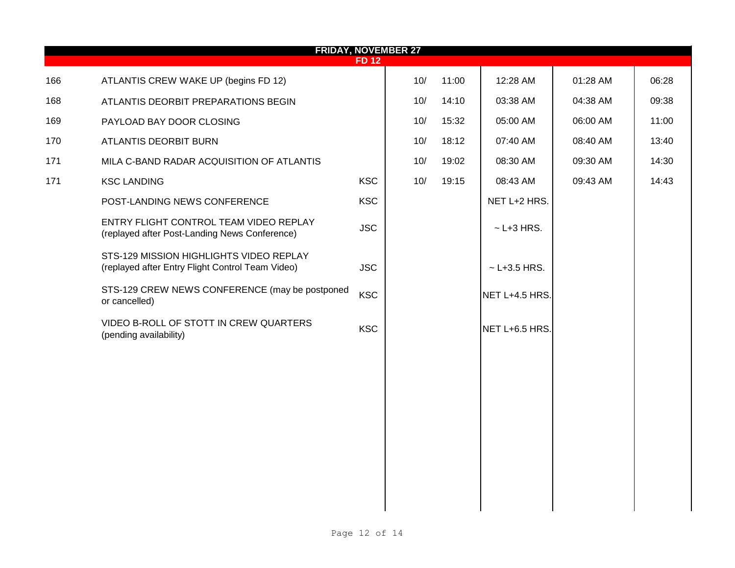## FRIDAY, NOVEMBER 27

### FD 12

| | | | | | | | |
|---|---|---|---|---|---|---|---|
| 166 | ATLANTIS CREW WAKE UP (begins FD 12) | | 10/ | 11:00 | 12:28 AM | 01:28 AM | 06:28 |
| 168 | ATLANTIS DEORBIT PREPARATIONS BEGIN | | 10/ | 14:10 | 03:38 AM | 04:38 AM | 09:38 |
| 169 | PAYLOAD BAY DOOR CLOSING | | 10/ | 15:32 | 05:00 AM | 06:00 AM | 11:00 |
| 170 | ATLANTIS DEORBIT BURN | | 10/ | 18:12 | 07:40 AM | 08:40 AM | 13:40 |
| 171 | MILA C-BAND RADAR ACQUISITION OF ATLANTIS | | 10/ | 19:02 | 08:30 AM | 09:30 AM | 14:30 |
| 171 | KSC LANDING | KSC | 10/ | 19:15 | 08:43 AM | 09:43 AM | 14:43 |
| | POST-LANDING NEWS CONFERENCE | KSC | | | NET L+2 HRS. | | |
| | ENTRY FLIGHT CONTROL TEAM VIDEO REPLAY (replayed after Post-Landing News Conference) | JSC | | | ~ L+3 HRS. | | |
| | STS-129 MISSION HIGHLIGHTS VIDEO REPLAY (replayed after Entry Flight Control Team Video) | JSC | | | ~ L+3.5 HRS. | | |
| | STS-129 CREW NEWS CONFERENCE (may be postponed or cancelled) | KSC | | | NET L+4.5 HRS. | | |
| | VIDEO B-ROLL OF STOTT IN CREW QUARTERS (pending availability) | KSC | | | NET L+6.5 HRS. | | |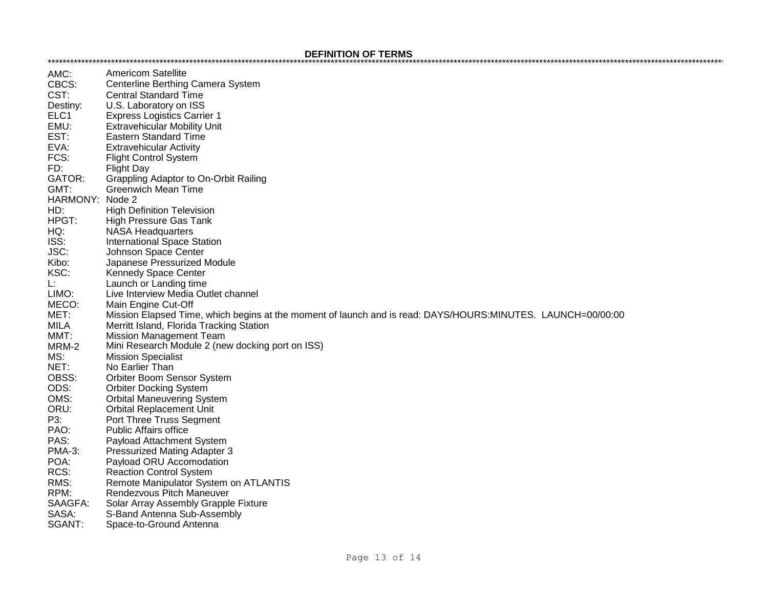# DEFINITION OF TERMS

************************************************************************************************************************************************************************

| | |
|---|---|
| AMC: | Americom Satellite |
| CBCS: | Centerline Berthing Camera System |
| CST: | Central Standard Time |
| Destiny: | U.S. Laboratory on ISS |
| ELC1 | Express Logistics Carrier 1 |
| EMU: | Extravehicular Mobility Unit |
| EST: | Eastern Standard Time |
| EVA: | Extravehicular Activity |
| FCS: | Flight Control System |
| FD: | Flight Day |
| GATOR: | Grappling Adaptor to On-Orbit Railing |
| GMT: | Greenwich Mean Time |
| HARMONY: | Node 2 |
| HD: | High Definition Television |
| HPGT: | High Pressure Gas Tank |
| HQ: | NASA Headquarters |
| ISS: | International Space Station |
| JSC: | Johnson Space Center |
| Kibo: | Japanese Pressurized Module |
| KSC: | Kennedy Space Center |
| L: | Launch or Landing time |
| LIMO: | Live Interview Media Outlet channel |
| MECO: | Main Engine Cut-Off |
| MET: | Mission Elapsed Time, which begins at the moment of launch and is read: DAYS/HOURS:MINUTES. LAUNCH=00/00:00 |
| MILA | Merritt Island, Florida Tracking Station |
| MMT: | Mission Management Team |
| MRM-2 | Mini Research Module 2 (new docking port on ISS) |
| MS: | Mission Specialist |
| NET: | No Earlier Than |
| OBSS: | Orbiter Boom Sensor System |
| ODS: | Orbiter Docking System |
| OMS: | Orbital Maneuvering System |
| ORU: | Orbital Replacement Unit |
| P3: | Port Three Truss Segment |
| PAO: | Public Affairs office |
| PAS: | Payload Attachment System |
| PMA-3: | Pressurized Mating Adapter 3 |
| POA: | Payload ORU Accomodation |
| RCS: | Reaction Control System |
| RMS: | Remote Manipulator System on ATLANTIS |
| RPM: | Rendezvous Pitch Maneuver |
| SAAGFA: | Solar Array Assembly Grapple Fixture |
| SASA: | S-Band Antenna Sub-Assembly |
| SGANT: | Space-to-Ground Antenna |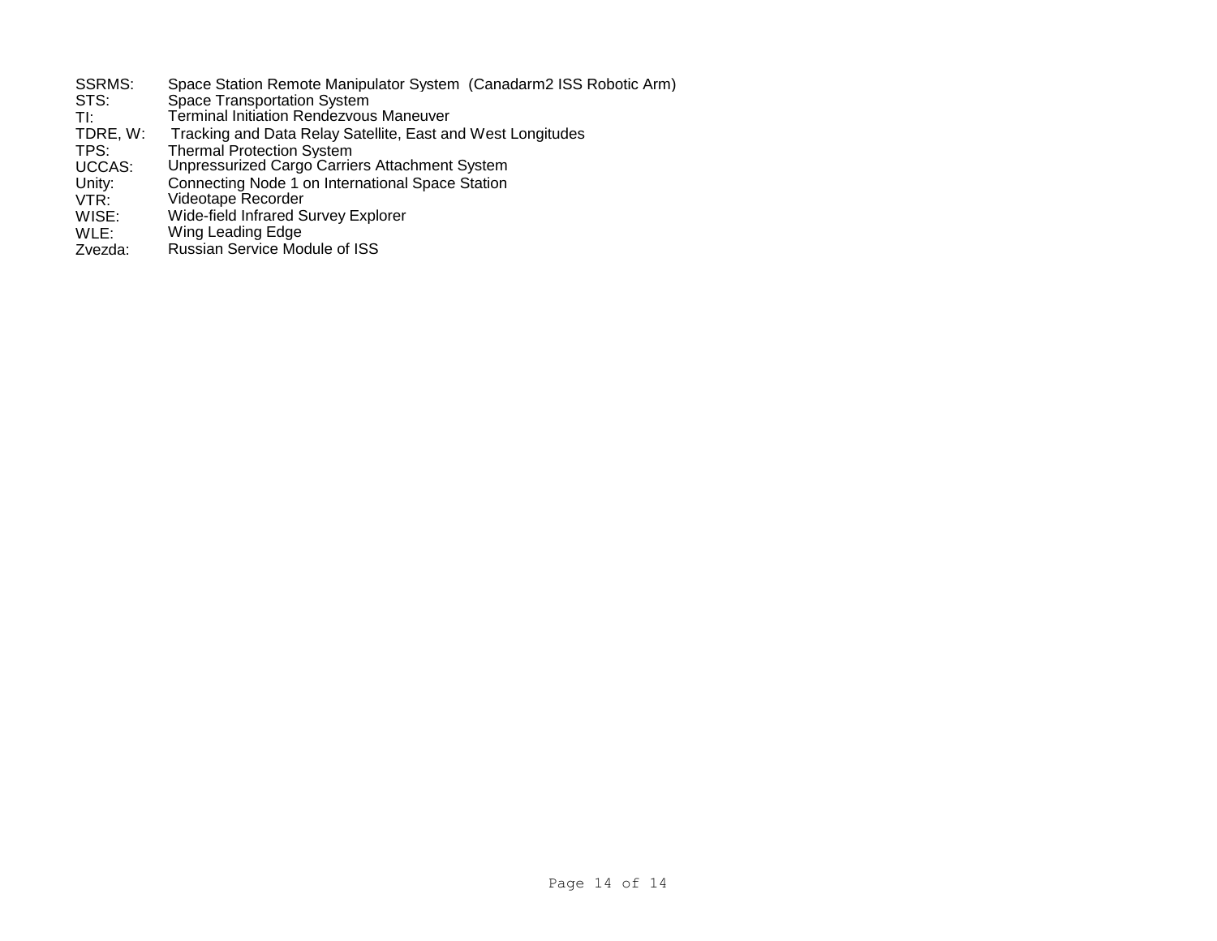SSRMS: Space Station Remote Manipulator System (Canadarm2 ISS Robotic Arm)
STS: Space Transportation System
TI: Terminal Initiation Rendezvous Maneuver
TDRE, W: Tracking and Data Relay Satellite, East and West Longitudes
TPS: Thermal Protection System
UCCAS: Unpressurized Cargo Carriers Attachment System
Unity: Connecting Node 1 on International Space Station
VTR: Videotape Recorder
WISE: Wide-field Infrared Survey Explorer
WLE: Wing Leading Edge
Zvezda: Russian Service Module of ISS